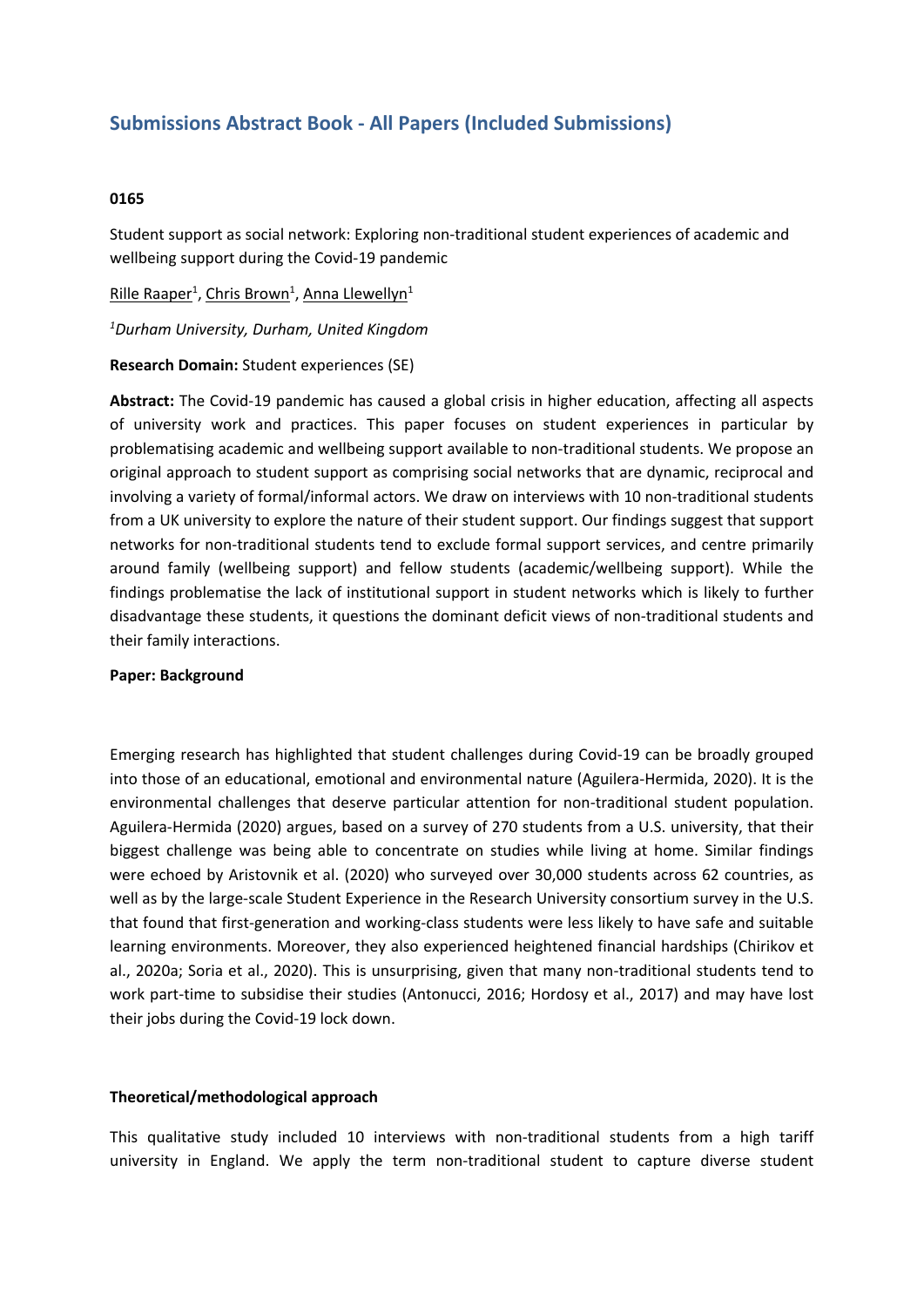# Submissions Abstract Book - All Papers (Included Submissions)

**0165**

Student support as social network: Exploring non-traditional student experiences of academic and wellbeing support during the Covid-19 pandemic

Rille Raaper[1], Chris Brown[1], Anna Llewellyn[1]

[1]*Durham University, Durham, United Kingdom*

**Research Domain:** Student experiences (SE)

**Abstract:** The Covid-19 pandemic has caused a global crisis in higher education, affecting all aspects of university work and practices. This paper focuses on student experiences in particular by problematising academic and wellbeing support available to non-traditional students. We propose an original approach to student support as comprising social networks that are dynamic, reciprocal and involving a variety of formal/informal actors. We draw on interviews with 10 non-traditional students from a UK university to explore the nature of their student support. Our findings suggest that support networks for non-traditional students tend to exclude formal support services, and centre primarily around family (wellbeing support) and fellow students (academic/wellbeing support). While the findings problematise the lack of institutional support in student networks which is likely to further disadvantage these students, it questions the dominant deficit views of non-traditional students and their family interactions.

**Paper: Background**

Emerging research has highlighted that student challenges during Covid-19 can be broadly grouped into those of an educational, emotional and environmental nature (Aguilera-Hermida, 2020). It is the environmental challenges that deserve particular attention for non-traditional student population. Aguilera-Hermida (2020) argues, based on a survey of 270 students from a U.S. university, that their biggest challenge was being able to concentrate on studies while living at home. Similar findings were echoed by Aristovnik et al. (2020) who surveyed over 30,000 students across 62 countries, as well as by the large-scale Student Experience in the Research University consortium survey in the U.S. that found that first-generation and working-class students were less likely to have safe and suitable learning environments. Moreover, they also experienced heightened financial hardships (Chirikov et al., 2020a; Soria et al., 2020). This is unsurprising, given that many non-traditional students tend to work part-time to subsidise their studies (Antonucci, 2016; Hordosy et al., 2017) and may have lost their jobs during the Covid-19 lock down.

**Theoretical/methodological approach**

This qualitative study included 10 interviews with non-traditional students from a high tariff university in England. We apply the term non-traditional student to capture diverse student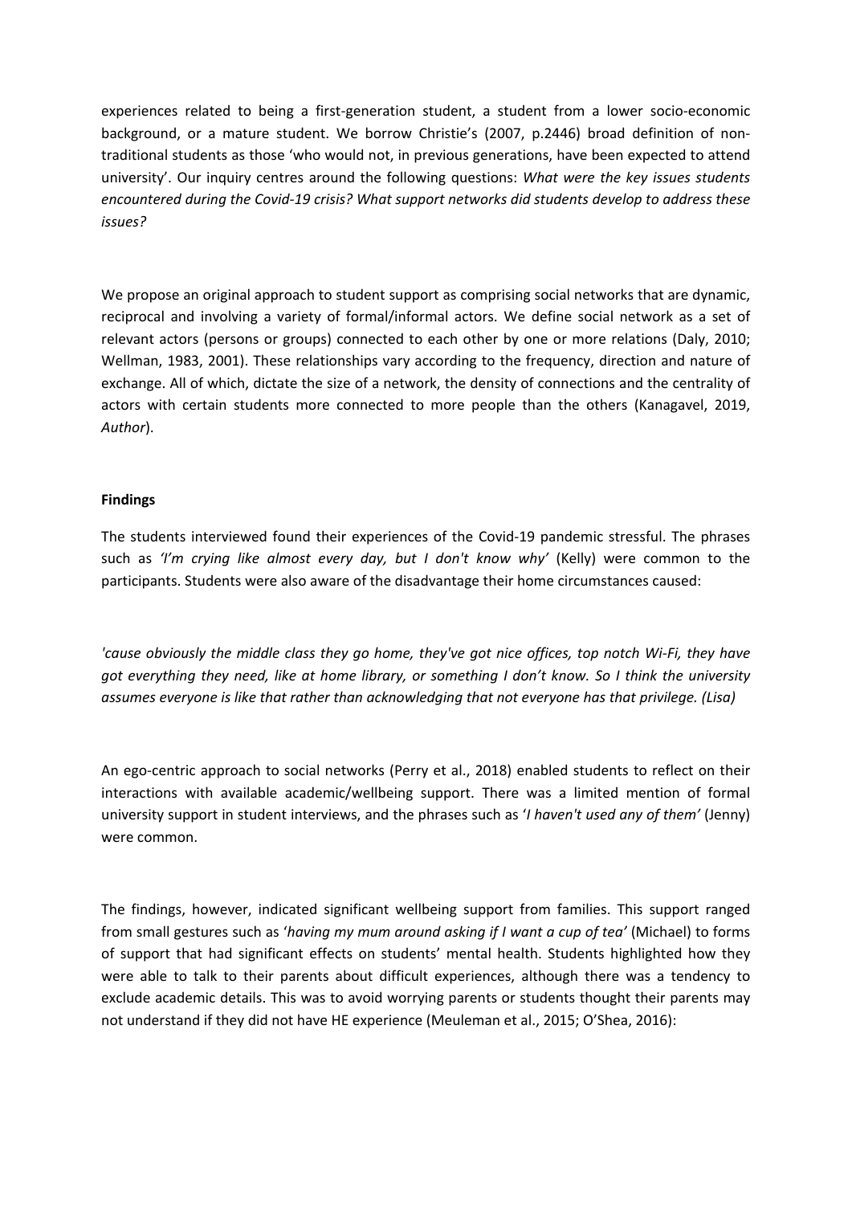experiences related to being a first-generation student, a student from a lower socio-economic background, or a mature student. We borrow Christie's (2007, p.2446) broad definition of non-traditional students as those 'who would not, in previous generations, have been expected to attend university'. Our inquiry centres around the following questions: *What were the key issues students encountered during the Covid-19 crisis? What support networks did students develop to address these issues?*

We propose an original approach to student support as comprising social networks that are dynamic, reciprocal and involving a variety of formal/informal actors. We define social network as a set of relevant actors (persons or groups) connected to each other by one or more relations (Daly, 2010; Wellman, 1983, 2001). These relationships vary according to the frequency, direction and nature of exchange. All of which, dictate the size of a network, the density of connections and the centrality of actors with certain students more connected to more people than the others (Kanagavel, 2019, *Author*).

**Findings**

The students interviewed found their experiences of the Covid-19 pandemic stressful. The phrases such as *'I'm crying like almost every day, but I don't know why'* (Kelly) were common to the participants. Students were also aware of the disadvantage their home circumstances caused:

*'cause obviously the middle class they go home, they've got nice offices, top notch Wi-Fi, they have got everything they need, like at home library, or something I don't know. So I think the university assumes everyone is like that rather than acknowledging that not everyone has that privilege. (Lisa)*

An ego-centric approach to social networks (Perry et al., 2018) enabled students to reflect on their interactions with available academic/wellbeing support. There was a limited mention of formal university support in student interviews, and the phrases such as '*I haven't used any of them'* (Jenny) were common.

The findings, however, indicated significant wellbeing support from families. This support ranged from small gestures such as '*having my mum around asking if I want a cup of tea'* (Michael) to forms of support that had significant effects on students' mental health. Students highlighted how they were able to talk to their parents about difficult experiences, although there was a tendency to exclude academic details. This was to avoid worrying parents or students thought their parents may not understand if they did not have HE experience (Meuleman et al., 2015; O'Shea, 2016):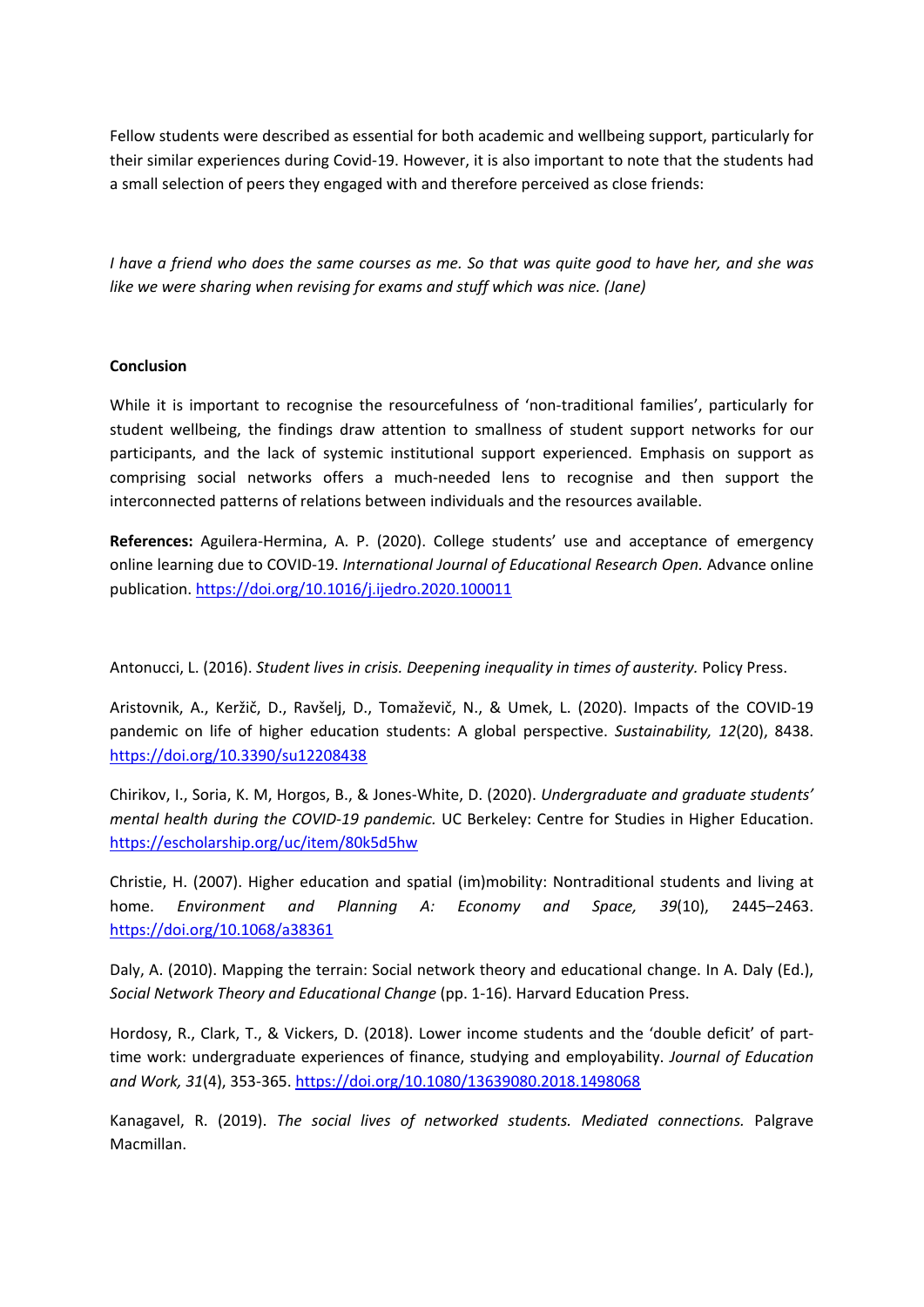Fellow students were described as essential for both academic and wellbeing support, particularly for their similar experiences during Covid-19. However, it is also important to note that the students had a small selection of peers they engaged with and therefore perceived as close friends:

*I have a friend who does the same courses as me. So that was quite good to have her, and she was like we were sharing when revising for exams and stuff which was nice. (Jane)*

**Conclusion**

While it is important to recognise the resourcefulness of 'non-traditional families', particularly for student wellbeing, the findings draw attention to smallness of student support networks for our participants, and the lack of systemic institutional support experienced. Emphasis on support as comprising social networks offers a much-needed lens to recognise and then support the interconnected patterns of relations between individuals and the resources available.

**References:** Aguilera-Hermina, A. P. (2020). College students' use and acceptance of emergency online learning due to COVID-19. *International Journal of Educational Research Open.* Advance online publication. https://doi.org/10.1016/j.ijedro.2020.100011

Antonucci, L. (2016). *Student lives in crisis. Deepening inequality in times of austerity.* Policy Press.

Aristovnik, A., Keržič, D., Ravšelj, D., Tomaževič, N., & Umek, L. (2020). Impacts of the COVID-19 pandemic on life of higher education students: A global perspective. *Sustainability, 12*(20), 8438. https://doi.org/10.3390/su12208438

Chirikov, I., Soria, K. M, Horgos, B., & Jones-White, D. (2020). *Undergraduate and graduate students' mental health during the COVID-19 pandemic.* UC Berkeley: Centre for Studies in Higher Education. https://escholarship.org/uc/item/80k5d5hw

Christie, H. (2007). Higher education and spatial (im)mobility: Nontraditional students and living at home. *Environment and Planning A: Economy and Space, 39*(10), 2445–2463. https://doi.org/10.1068/a38361

Daly, A. (2010). Mapping the terrain: Social network theory and educational change. In A. Daly (Ed.), *Social Network Theory and Educational Change* (pp. 1-16). Harvard Education Press.

Hordosy, R., Clark, T., & Vickers, D. (2018). Lower income students and the 'double deficit' of part-time work: undergraduate experiences of finance, studying and employability. *Journal of Education and Work, 31*(4), 353-365. https://doi.org/10.1080/13639080.2018.1498068

Kanagavel, R. (2019). *The social lives of networked students. Mediated connections.* Palgrave Macmillan.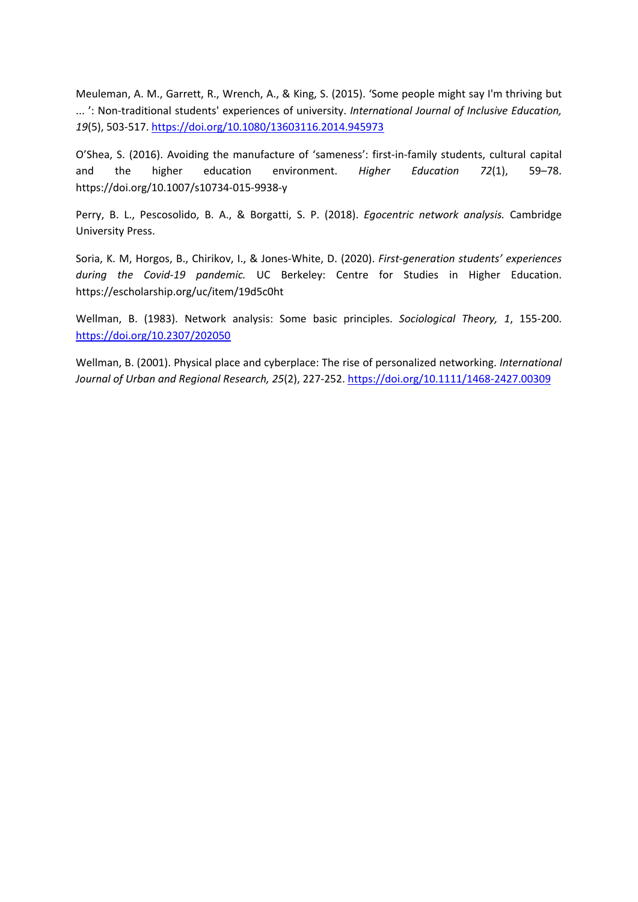Meuleman, A. M., Garrett, R., Wrench, A., & King, S. (2015). 'Some people might say I'm thriving but ... ': Non-traditional students' experiences of university. *International Journal of Inclusive Education, 19*(5), 503-517. https://doi.org/10.1080/13603116.2014.945973

O'Shea, S. (2016). Avoiding the manufacture of 'sameness': first-in-family students, cultural capital and the higher education environment. *Higher Education 72*(1), 59–78. https://doi.org/10.1007/s10734-015-9938-y

Perry, B. L., Pescosolido, B. A., & Borgatti, S. P. (2018). *Egocentric network analysis.* Cambridge University Press.

Soria, K. M, Horgos, B., Chirikov, I., & Jones-White, D. (2020). *First-generation students' experiences during the Covid-19 pandemic.* UC Berkeley: Centre for Studies in Higher Education. https://escholarship.org/uc/item/19d5c0ht

Wellman, B. (1983). Network analysis: Some basic principles. *Sociological Theory, 1*, 155-200. https://doi.org/10.2307/202050

Wellman, B. (2001). Physical place and cyberplace: The rise of personalized networking. *International Journal of Urban and Regional Research, 25*(2), 227-252. https://doi.org/10.1111/1468-2427.00309